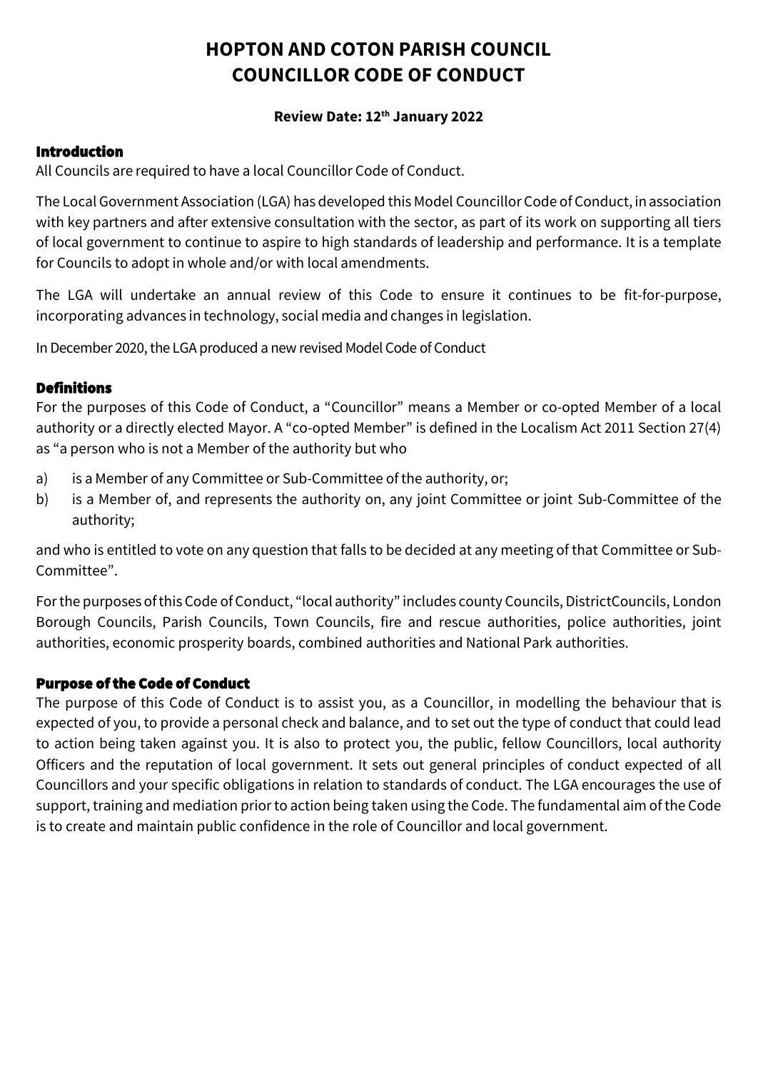# HOPTON AND COTON PARISH COUNCIL
# COUNCILLOR CODE OF CONDUCT

**Review Date: 12th January 2022**

## Introduction

All Councils are required to have a local Councillor Code of Conduct.

The Local Government Association (LGA) has developed this Model Councillor Code of Conduct, in association with key partners and after extensive consultation with the sector, as part of its work on supporting all tiers of local government to continue to aspire to high standards of leadership and performance. It is a template for Councils to adopt in whole and/or with local amendments.

The LGA will undertake an annual review of this Code to ensure it continues to be fit-for-purpose, incorporating advances in technology, social media and changes in legislation.

In December 2020, the LGA produced a new revised Model Code of Conduct

## Definitions

For the purposes of this Code of Conduct, a "Councillor" means a Member or co-opted Member of a local authority or a directly elected Mayor. A "co-opted Member" is defined in the Localism Act 2011 Section 27(4) as "a person who is not a Member of the authority but who

a) is a Member of any Committee or Sub-Committee of the authority, or;
b) is a Member of, and represents the authority on, any joint Committee or joint Sub-Committee of the authority;

and who is entitled to vote on any question that falls to be decided at any meeting of that Committee or Sub-Committee".

For the purposes of this Code of Conduct, "local authority" includes county Councils, DistrictCouncils, London Borough Councils, Parish Councils, Town Councils, fire and rescue authorities, police authorities, joint authorities, economic prosperity boards, combined authorities and National Park authorities.

## Purpose of the Code of Conduct

The purpose of this Code of Conduct is to assist you, as a Councillor, in modelling the behaviour that is expected of you, to provide a personal check and balance, and to set out the type of conduct that could lead to action being taken against you. It is also to protect you, the public, fellow Councillors, local authority Officers and the reputation of local government. It sets out general principles of conduct expected of all Councillors and your specific obligations in relation to standards of conduct. The LGA encourages the use of support, training and mediation prior to action being taken using the Code. The fundamental aim of the Code is to create and maintain public confidence in the role of Councillor and local government.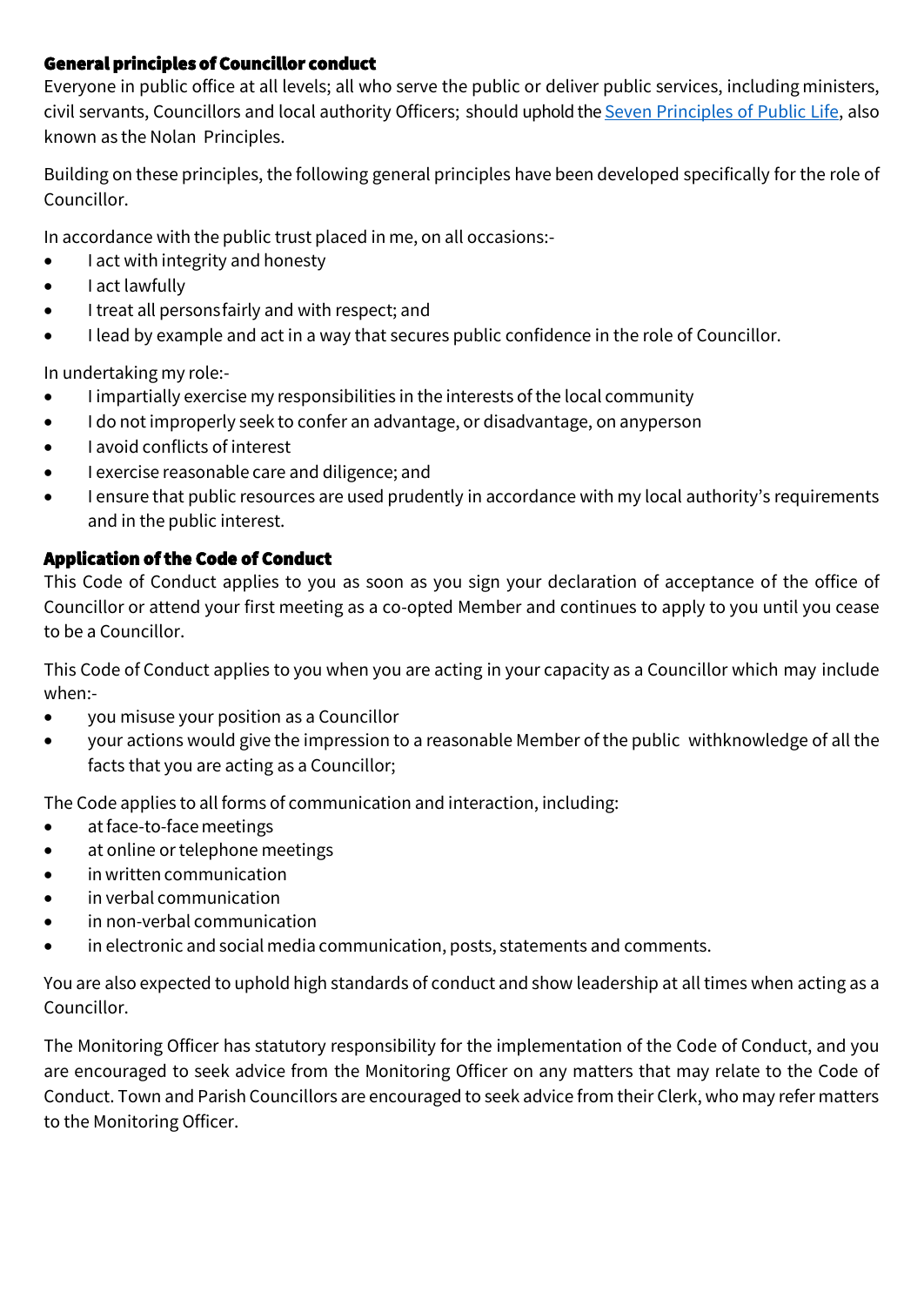## General principles of Councillor conduct

Everyone in public office at all levels; all who serve the public or deliver public services, including ministers, civil servants, Councillors and local authority Officers; should uphold the [Seven Principles of Public Life](), also known as the Nolan Principles.

Building on these principles, the following general principles have been developed specifically for the role of Councillor.

In accordance with the public trust placed in me, on all occasions:-

- I act with integrity and honesty
- I act lawfully
- I treat all persons fairly and with respect; and
- I lead by example and act in a way that secures public confidence in the role of Councillor.

In undertaking my role:-

- I impartially exercise my responsibilities in the interests of the local community
- I do not improperly seek to confer an advantage, or disadvantage, on any person
- I avoid conflicts of interest
- I exercise reasonable care and diligence; and
- I ensure that public resources are used prudently in accordance with my local authority's requirements and in the public interest.

## Application of the Code of Conduct

This Code of Conduct applies to you as soon as you sign your declaration of acceptance of the office of Councillor or attend your first meeting as a co-opted Member and continues to apply to you until you cease to be a Councillor.

This Code of Conduct applies to you when you are acting in your capacity as a Councillor which may include when:-

- you misuse your position as a Councillor
- your actions would give the impression to a reasonable Member of the public with knowledge of all the facts that you are acting as a Councillor;

The Code applies to all forms of communication and interaction, including:

- at face-to-face meetings
- at online or telephone meetings
- in written communication
- in verbal communication
- in non-verbal communication
- in electronic and social media communication, posts, statements and comments.

You are also expected to uphold high standards of conduct and show leadership at all times when acting as a Councillor.

The Monitoring Officer has statutory responsibility for the implementation of the Code of Conduct, and you are encouraged to seek advice from the Monitoring Officer on any matters that may relate to the Code of Conduct. Town and Parish Councillors are encouraged to seek advice from their Clerk, who may refer matters to the Monitoring Officer.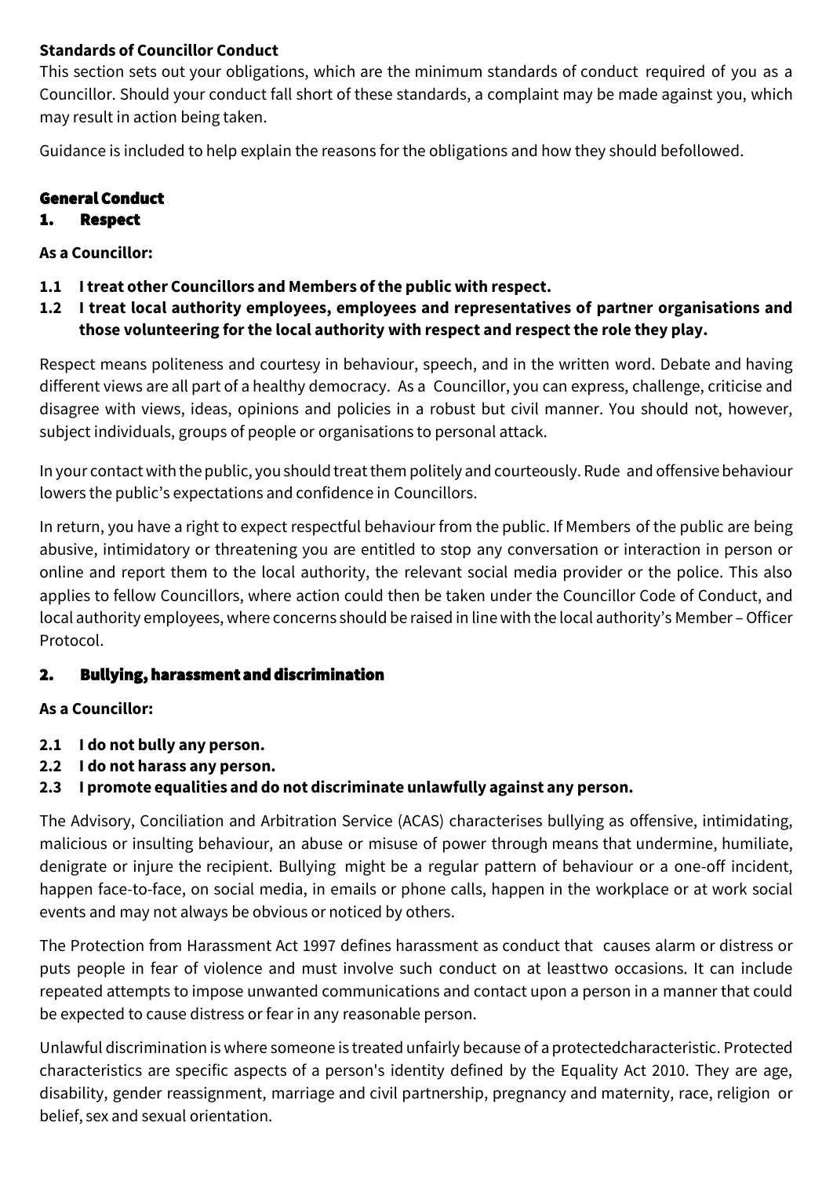**Standards of Councillor Conduct**

This section sets out your obligations, which are the minimum standards of conduct required of you as a Councillor. Should your conduct fall short of these standards, a complaint may be made against you, which may result in action being taken.

Guidance is included to help explain the reasons for the obligations and how they should befollowed.

## General Conduct

### 1. Respect

**As a Councillor:**

**1.1 I treat other Councillors and Members of the public with respect.**

**1.2 I treat local authority employees, employees and representatives of partner organisations and those volunteering for the local authority with respect and respect the role they play.**

Respect means politeness and courtesy in behaviour, speech, and in the written word. Debate and having different views are all part of a healthy democracy. As a Councillor, you can express, challenge, criticise and disagree with views, ideas, opinions and policies in a robust but civil manner. You should not, however, subject individuals, groups of people or organisations to personal attack.

In your contact with the public, you should treat them politely and courteously. Rude and offensive behaviour lowers the public's expectations and confidence in Councillors.

In return, you have a right to expect respectful behaviour from the public. If Members of the public are being abusive, intimidatory or threatening you are entitled to stop any conversation or interaction in person or online and report them to the local authority, the relevant social media provider or the police. This also applies to fellow Councillors, where action could then be taken under the Councillor Code of Conduct, and local authority employees, where concerns should be raised in line with the local authority's Member – Officer Protocol.

### 2. Bullying, harassment and discrimination

**As a Councillor:**

**2.1 I do not bully any person.**

**2.2 I do not harass any person.**

**2.3 I promote equalities and do not discriminate unlawfully against any person.**

The Advisory, Conciliation and Arbitration Service (ACAS) characterises bullying as offensive, intimidating, malicious or insulting behaviour, an abuse or misuse of power through means that undermine, humiliate, denigrate or injure the recipient. Bullying might be a regular pattern of behaviour or a one-off incident, happen face-to-face, on social media, in emails or phone calls, happen in the workplace or at work social events and may not always be obvious or noticed by others.

The Protection from Harassment Act 1997 defines harassment as conduct that causes alarm or distress or puts people in fear of violence and must involve such conduct on at leasttwo occasions. It can include repeated attempts to impose unwanted communications and contact upon a person in a manner that could be expected to cause distress or fear in any reasonable person.

Unlawful discrimination is where someone is treated unfairly because of a protectedcharacteristic. Protected characteristics are specific aspects of a person's identity defined by the Equality Act 2010. They are age, disability, gender reassignment, marriage and civil partnership, pregnancy and maternity, race, religion or belief, sex and sexual orientation.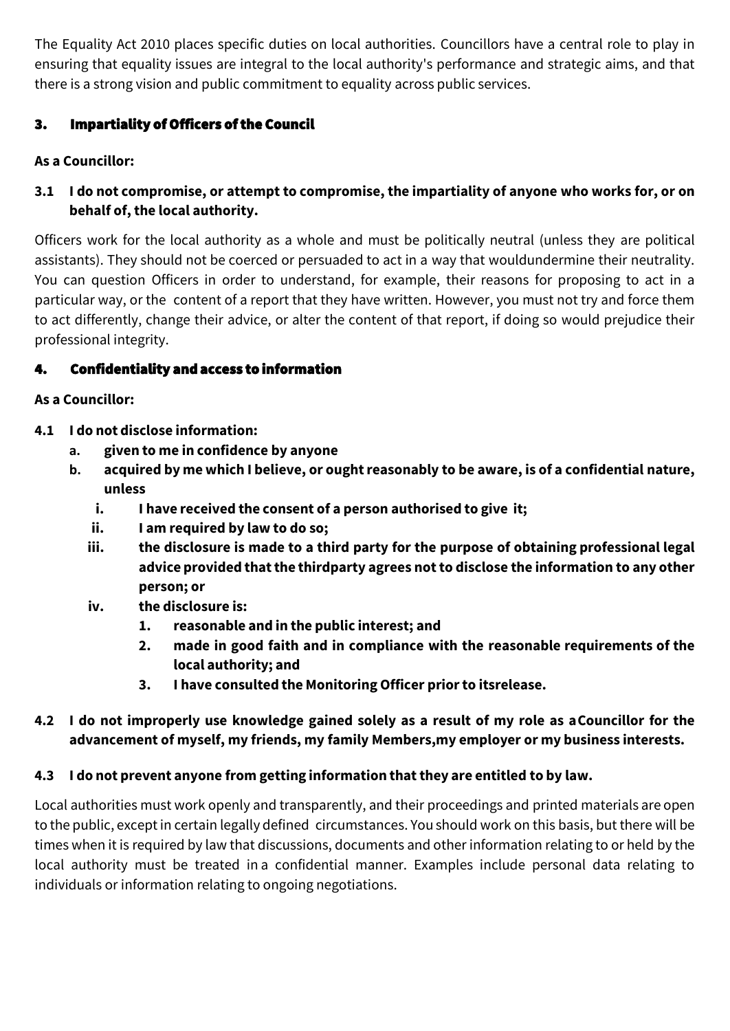The Equality Act 2010 places specific duties on local authorities. Councillors have a central role to play in ensuring that equality issues are integral to the local authority's performance and strategic aims, and that there is a strong vision and public commitment to equality across public services.

## 3. Impartiality of Officers of the Council

**As a Councillor:**

**3.1 I do not compromise, or attempt to compromise, the impartiality of anyone who works for, or on behalf of, the local authority.**

Officers work for the local authority as a whole and must be politically neutral (unless they are political assistants). They should not be coerced or persuaded to act in a way that wouldundermine their neutrality. You can question Officers in order to understand, for example, their reasons for proposing to act in a particular way, or the content of a report that they have written. However, you must not try and force them to act differently, change their advice, or alter the content of that report, if doing so would prejudice their professional integrity.

## 4. Confidentiality and access to information

**As a Councillor:**

**4.1 I do not disclose information:**

- **a. given to me in confidence by anyone**
- **b. acquired by me which I believe, or ought reasonably to be aware, is of a confidential nature, unless**
  - **i. I have received the consent of a person authorised to give it;**
  - **ii. I am required by law to do so;**
  - **iii. the disclosure is made to a third party for the purpose of obtaining professional legal advice provided that the thirdparty agrees not to disclose the information to any other person; or**
  - **iv. the disclosure is:**
    - **1. reasonable and in the public interest; and**
    - **2. made in good faith and in compliance with the reasonable requirements of the local authority; and**
    - **3. I have consulted the Monitoring Officer prior to itsrelease.**

**4.2 I do not improperly use knowledge gained solely as a result of my role as aCouncillor for the advancement of myself, my friends, my family Members,my employer or my business interests.**

**4.3 I do not prevent anyone from getting information that they are entitled to by law.**

Local authorities must work openly and transparently, and their proceedings and printed materials are open to the public, except in certain legally defined circumstances. You should work on this basis, but there will be times when it is required by law that discussions, documents and other information relating to or held by the local authority must be treated in a confidential manner. Examples include personal data relating to individuals or information relating to ongoing negotiations.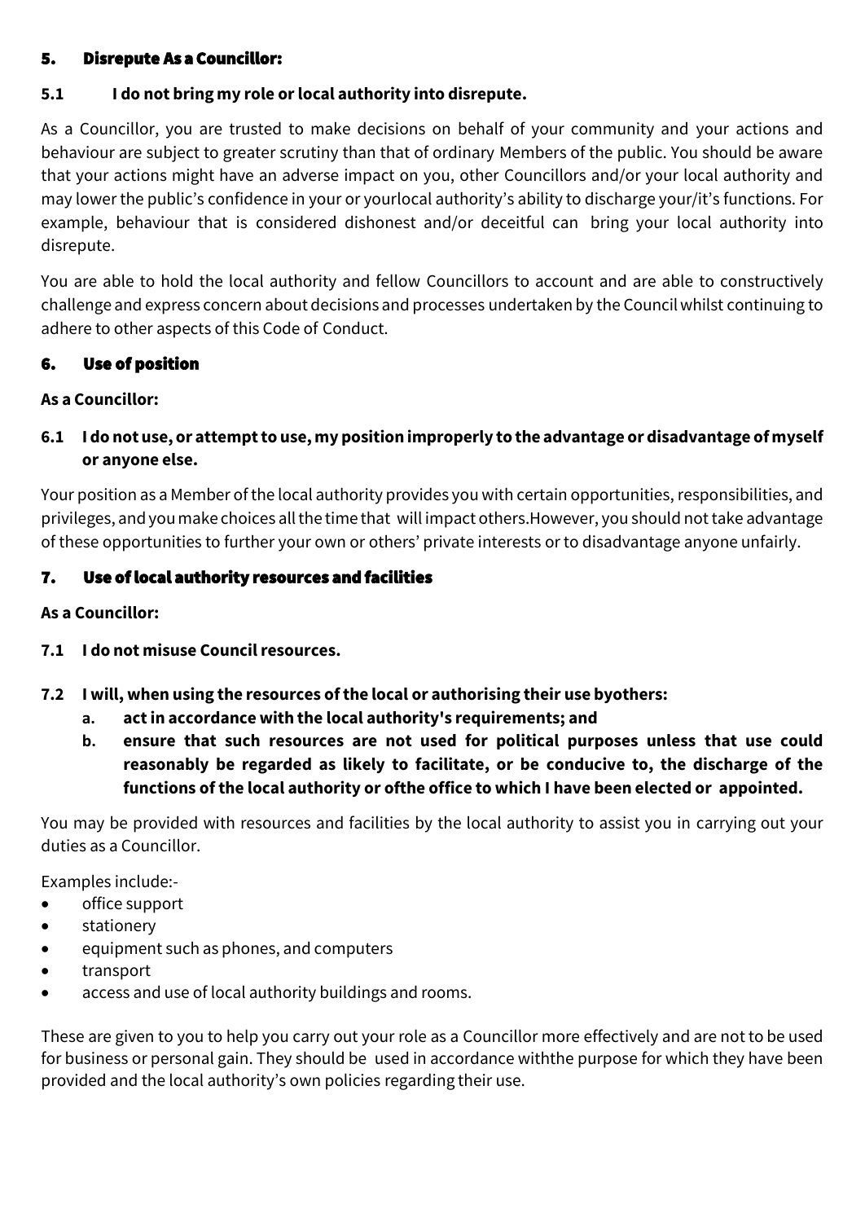## 5. Disrepute As a Councillor:

### 5.1 I do not bring my role or local authority into disrepute.

As a Councillor, you are trusted to make decisions on behalf of your community and your actions and behaviour are subject to greater scrutiny than that of ordinary Members of the public. You should be aware that your actions might have an adverse impact on you, other Councillors and/or your local authority and may lower the public's confidence in your or yourlocal authority's ability to discharge your/it's functions. For example, behaviour that is considered dishonest and/or deceitful can bring your local authority into disrepute.

You are able to hold the local authority and fellow Councillors to account and are able to constructively challenge and express concern about decisions and processes undertaken by the Council whilst continuing to adhere to other aspects of this Code of Conduct.

## 6. Use of position

**As a Councillor:**

### 6.1 I do not use, or attempt to use, my position improperly to the advantage or disadvantage of myself or anyone else.

Your position as a Member of the local authority provides you with certain opportunities, responsibilities, and privileges, and you make choices all the time that will impact others.However, you should not take advantage of these opportunities to further your own or others' private interests or to disadvantage anyone unfairly.

## 7. Use of local authority resources and facilities

**As a Councillor:**

**7.1 I do not misuse Council resources.**

**7.2 I will, when using the resources of the local or authorising their use byothers:**

- **a. act in accordance with the local authority's requirements; and**
- **b. ensure that such resources are not used for political purposes unless that use could reasonably be regarded as likely to facilitate, or be conducive to, the discharge of the functions of the local authority or ofthe office to which I have been elected or appointed.**

You may be provided with resources and facilities by the local authority to assist you in carrying out your duties as a Councillor.

Examples include:-

- office support
- stationery
- equipment such as phones, and computers
- transport
- access and use of local authority buildings and rooms.

These are given to you to help you carry out your role as a Councillor more effectively and are not to be used for business or personal gain. They should be used in accordance withthe purpose for which they have been provided and the local authority's own policies regarding their use.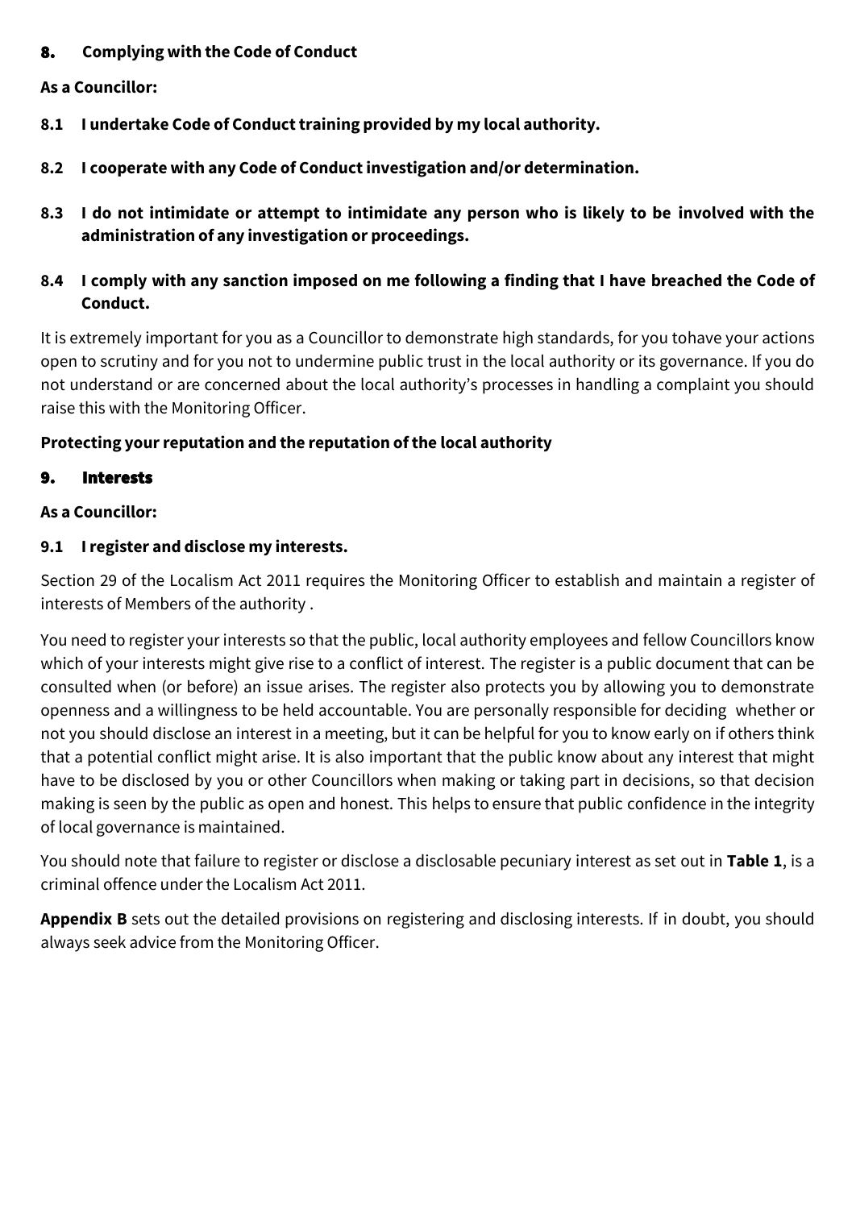## 8. Complying with the Code of Conduct

**As a Councillor:**

**8.1 I undertake Code of Conduct training provided by my local authority.**

**8.2 I cooperate with any Code of Conduct investigation and/or determination.**

**8.3 I do not intimidate or attempt to intimidate any person who is likely to be involved with the administration of any investigation or proceedings.**

**8.4 I comply with any sanction imposed on me following a finding that I have breached the Code of Conduct.**

It is extremely important for you as a Councillor to demonstrate high standards, for you tohave your actions open to scrutiny and for you not to undermine public trust in the local authority or its governance. If you do not understand or are concerned about the local authority's processes in handling a complaint you should raise this with the Monitoring Officer.

**Protecting your reputation and the reputation of the local authority**

## 9. Interests

**As a Councillor:**

**9.1 I register and disclose my interests.**

Section 29 of the Localism Act 2011 requires the Monitoring Officer to establish and maintain a register of interests of Members of the authority .

You need to register your interests so that the public, local authority employees and fellow Councillors know which of your interests might give rise to a conflict of interest. The register is a public document that can be consulted when (or before) an issue arises. The register also protects you by allowing you to demonstrate openness and a willingness to be held accountable. You are personally responsible for deciding whether or not you should disclose an interest in a meeting, but it can be helpful for you to know early on if others think that a potential conflict might arise. It is also important that the public know about any interest that might have to be disclosed by you or other Councillors when making or taking part in decisions, so that decision making is seen by the public as open and honest. This helps to ensure that public confidence in the integrity of local governance is maintained.

You should note that failure to register or disclose a disclosable pecuniary interest as set out in **Table 1**, is a criminal offence under the Localism Act 2011.

**Appendix B** sets out the detailed provisions on registering and disclosing interests. If in doubt, you should always seek advice from the Monitoring Officer.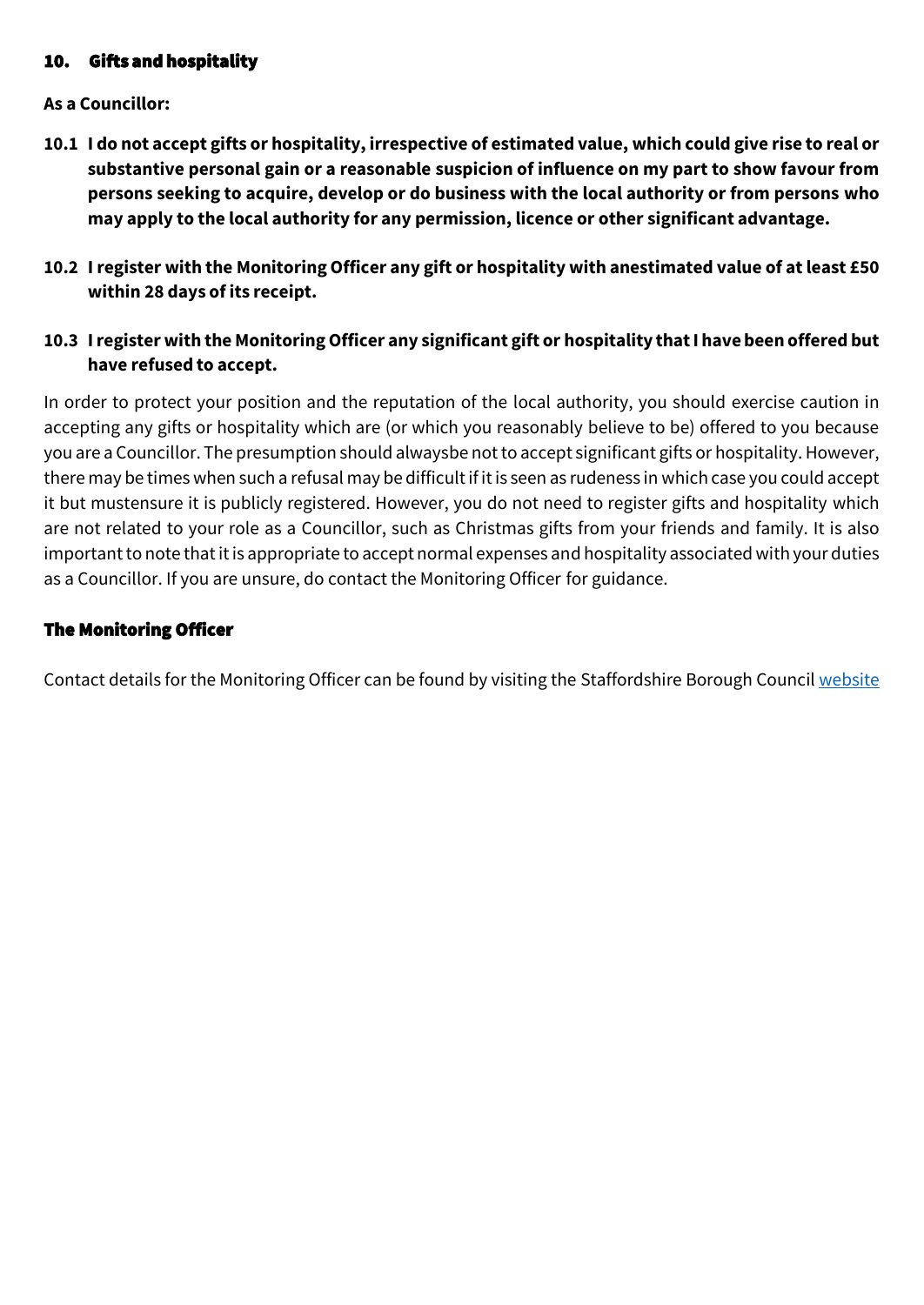## 10. Gifts and hospitality

**As a Councillor:**

**10.1 I do not accept gifts or hospitality, irrespective of estimated value, which could give rise to real or substantive personal gain or a reasonable suspicion of influence on my part to show favour from persons seeking to acquire, develop or do business with the local authority or from persons who may apply to the local authority for any permission, licence or other significant advantage.**

**10.2 I register with the Monitoring Officer any gift or hospitality with anestimated value of at least £50 within 28 days of its receipt.**

**10.3 I register with the Monitoring Officer any significant gift or hospitality that I have been offered but have refused to accept.**

In order to protect your position and the reputation of the local authority, you should exercise caution in accepting any gifts or hospitality which are (or which you reasonably believe to be) offered to you because you are a Councillor. The presumption should alwaysbe not to accept significant gifts or hospitality. However, there may be times when such a refusal may be difficult if it is seen as rudeness in which case you could accept it but mustensure it is publicly registered. However, you do not need to register gifts and hospitality which are not related to your role as a Councillor, such as Christmas gifts from your friends and family. It is also important to note that it is appropriate to accept normal expenses and hospitality associated with your duties as a Councillor. If you are unsure, do contact the Monitoring Officer for guidance.

## The Monitoring Officer

Contact details for the Monitoring Officer can be found by visiting the Staffordshire Borough Council website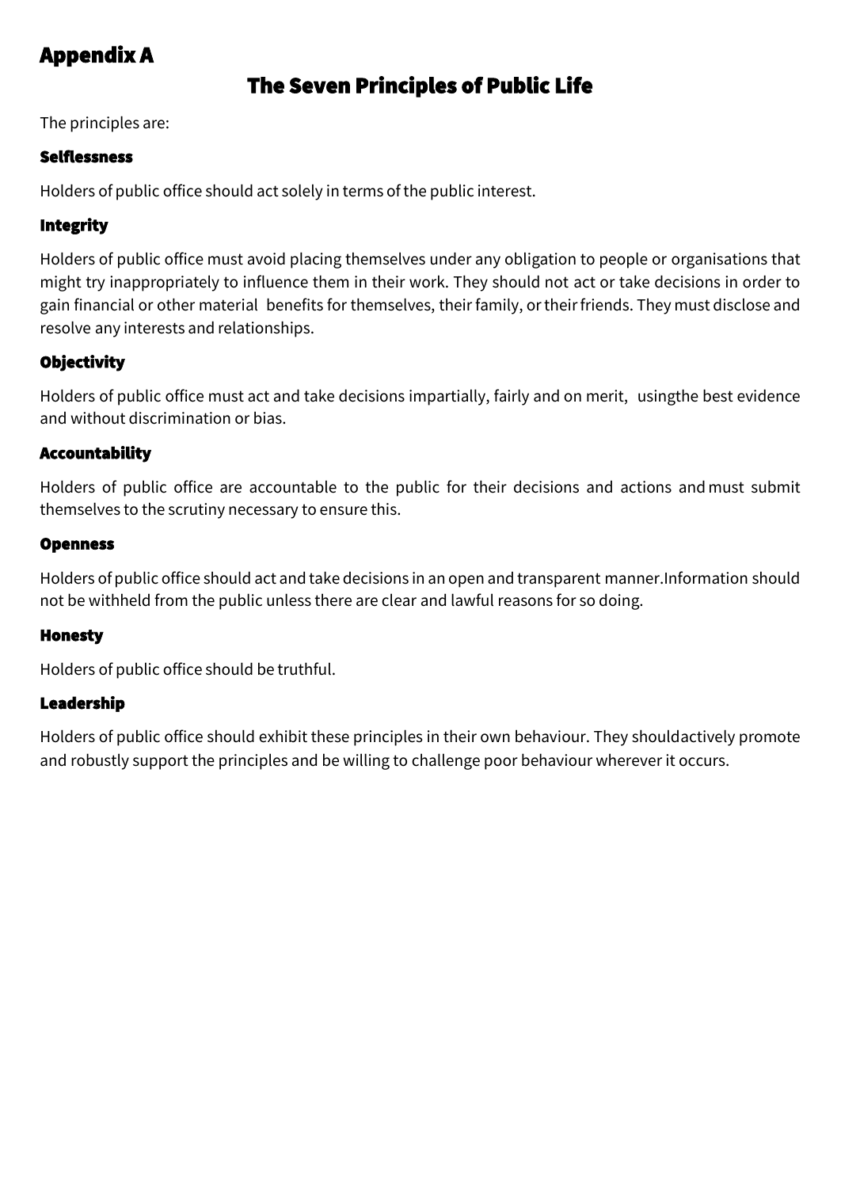# Appendix A

## The Seven Principles of Public Life

The principles are:

### Selflessness

Holders of public office should act solely in terms of the public interest.

### Integrity

Holders of public office must avoid placing themselves under any obligation to people or organisations that might try inappropriately to influence them in their work. They should not act or take decisions in order to gain financial or other material benefits for themselves, their family, or their friends. They must disclose and resolve any interests and relationships.

### Objectivity

Holders of public office must act and take decisions impartially, fairly and on merit, usingthe best evidence and without discrimination or bias.

### Accountability

Holders of public office are accountable to the public for their decisions and actions and must submit themselves to the scrutiny necessary to ensure this.

### Openness

Holders of public office should act and take decisions in an open and transparent manner.Information should not be withheld from the public unless there are clear and lawful reasons for so doing.

### Honesty

Holders of public office should be truthful.

### Leadership

Holders of public office should exhibit these principles in their own behaviour. They shouldactively promote and robustly support the principles and be willing to challenge poor behaviour wherever it occurs.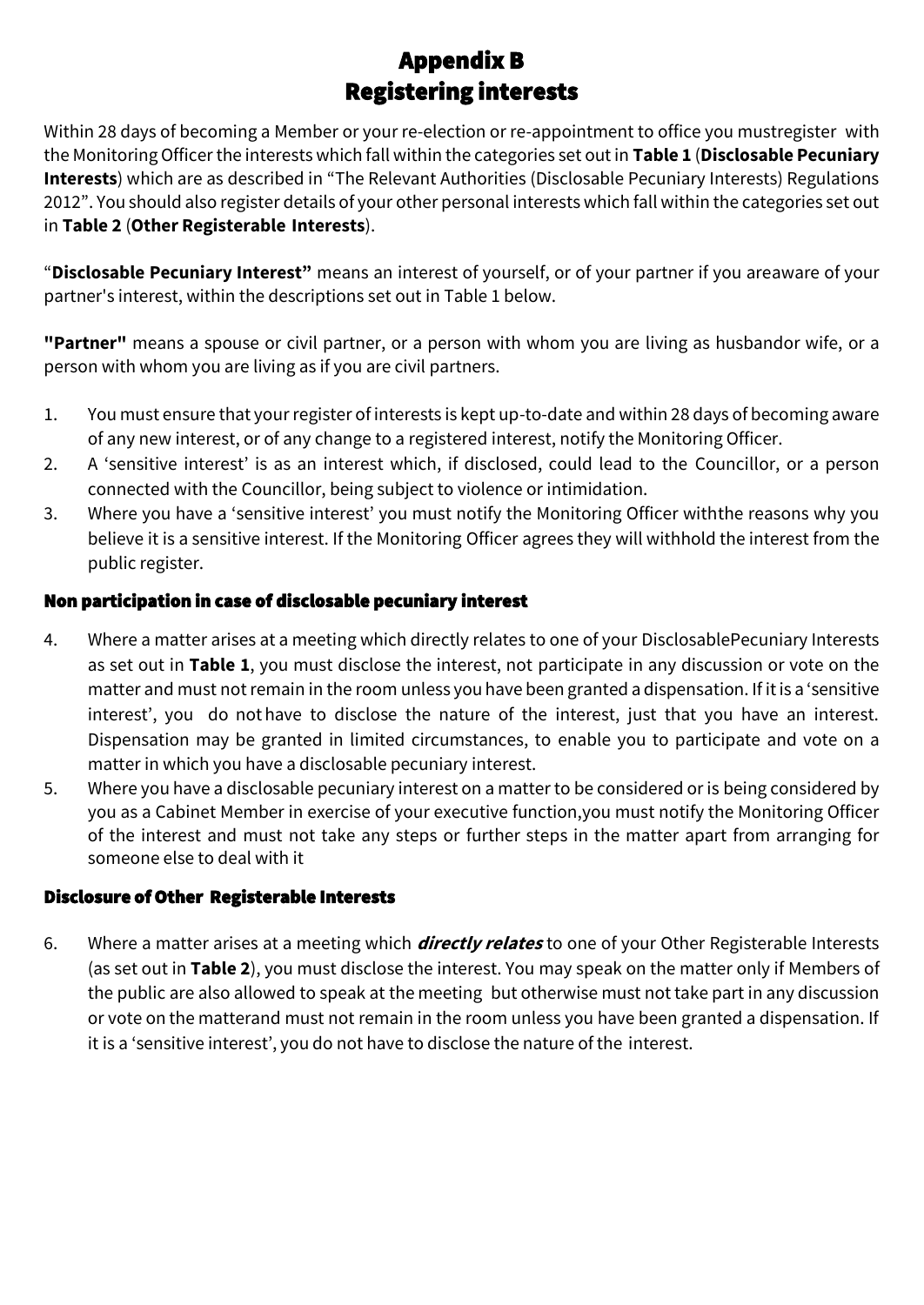# Appendix B
# Registering interests

Within 28 days of becoming a Member or your re-election or re-appointment to office you mustregister with the Monitoring Officer the interests which fall within the categories set out in **Table 1** (**Disclosable Pecuniary Interests**) which are as described in "The Relevant Authorities (Disclosable Pecuniary Interests) Regulations 2012". You should also register details of your other personal interests which fall within the categories set out in **Table 2** (**Other Registerable Interests**).

"**Disclosable Pecuniary Interest"** means an interest of yourself, or of your partner if you areaware of your partner's interest, within the descriptions set out in Table 1 below.

**"Partner"** means a spouse or civil partner, or a person with whom you are living as husbandor wife, or a person with whom you are living as if you are civil partners.

1. You must ensure that your register of interests is kept up-to-date and within 28 days of becoming aware of any new interest, or of any change to a registered interest, notify the Monitoring Officer.
2. A 'sensitive interest' is as an interest which, if disclosed, could lead to the Councillor, or a person connected with the Councillor, being subject to violence or intimidation.
3. Where you have a 'sensitive interest' you must notify the Monitoring Officer withthe reasons why you believe it is a sensitive interest. If the Monitoring Officer agrees they will withhold the interest from the public register.

### Non participation in case of disclosable pecuniary interest

4. Where a matter arises at a meeting which directly relates to one of your DisclosablePecuniary Interests as set out in **Table 1**, you must disclose the interest, not participate in any discussion or vote on the matter and must not remain in the room unless you have been granted a dispensation. If it is a 'sensitive interest', you do not have to disclose the nature of the interest, just that you have an interest. Dispensation may be granted in limited circumstances, to enable you to participate and vote on a matter in which you have a disclosable pecuniary interest.
5. Where you have a disclosable pecuniary interest on a matter to be considered or is being considered by you as a Cabinet Member in exercise of your executive function,you must notify the Monitoring Officer of the interest and must not take any steps or further steps in the matter apart from arranging for someone else to deal with it

### Disclosure of Other Registerable Interests

6. Where a matter arises at a meeting which ***directly relates*** to one of your Other Registerable Interests (as set out in **Table 2**), you must disclose the interest. You may speak on the matter only if Members of the public are also allowed to speak at the meeting but otherwise must not take part in any discussion or vote on the matterand must not remain in the room unless you have been granted a dispensation. If it is a 'sensitive interest', you do not have to disclose the nature of the interest.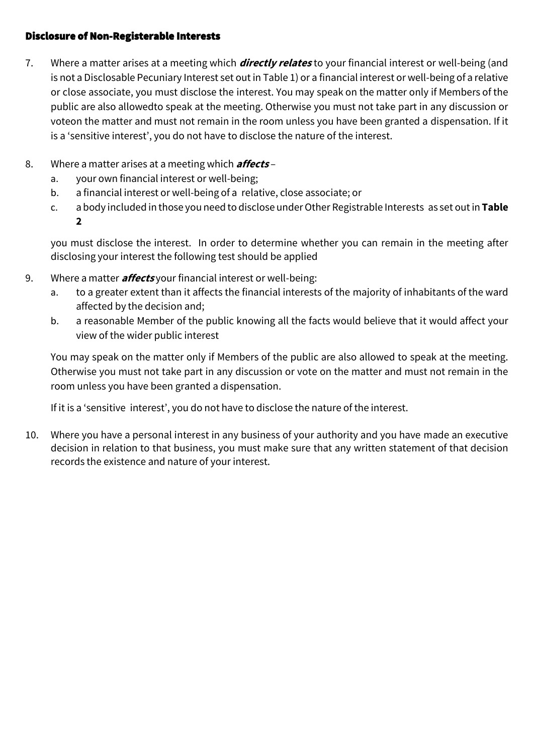### Disclosure of Non-Registerable Interests

7. Where a matter arises at a meeting which ***directly relates*** to your financial interest or well-being (and is not a Disclosable Pecuniary Interest set out in Table 1) or a financial interest or well-being of a relative or close associate, you must disclose the interest. You may speak on the matter only if Members of the public are also allowedto speak at the meeting. Otherwise you must not take part in any discussion or voteon the matter and must not remain in the room unless you have been granted a dispensation. If it is a 'sensitive interest', you do not have to disclose the nature of the interest.

8. Where a matter arises at a meeting which ***affects*** –
   a. your own financial interest or well-being;
   b. a financial interest or well-being of a relative, close associate; or
   c. a body included in those you need to disclose under Other Registrable Interests as set out in **Table 2**

   you must disclose the interest. In order to determine whether you can remain in the meeting after disclosing your interest the following test should be applied

9. Where a matter ***affects*** your financial interest or well-being:
   a. to a greater extent than it affects the financial interests of the majority of inhabitants of the ward affected by the decision and;
   b. a reasonable Member of the public knowing all the facts would believe that it would affect your view of the wider public interest

   You may speak on the matter only if Members of the public are also allowed to speak at the meeting. Otherwise you must not take part in any discussion or vote on the matter and must not remain in the room unless you have been granted a dispensation.

   If it is a 'sensitive interest', you do not have to disclose the nature of the interest.

10. Where you have a personal interest in any business of your authority and you have made an executive decision in relation to that business, you must make sure that any written statement of that decision records the existence and nature of your interest.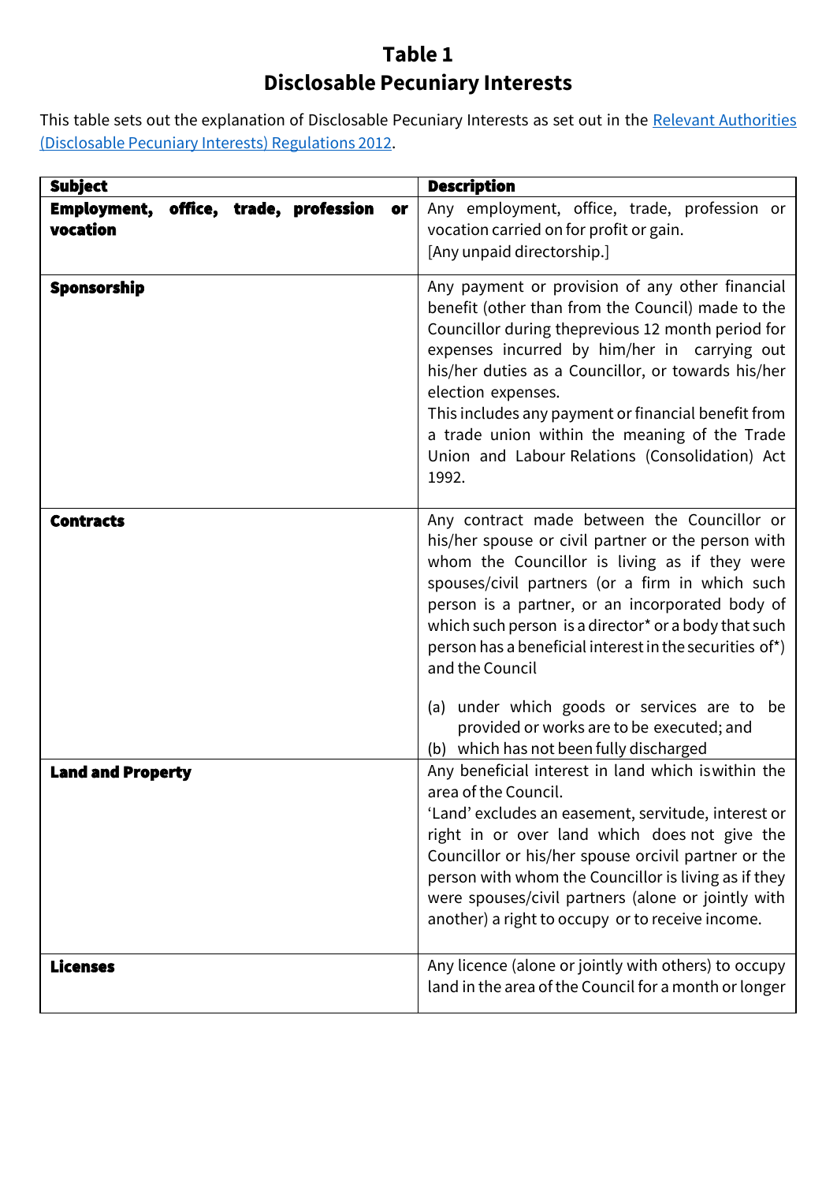# Table 1
# Disclosable Pecuniary Interests

This table sets out the explanation of Disclosable Pecuniary Interests as set out in the [Relevant Authorities (Disclosable Pecuniary Interests) Regulations 2012](#).

| Subject | Description |
|---|---|
| **Employment, office, trade, profession or vocation** | Any employment, office, trade, profession or vocation carried on for profit or gain.<br>[Any unpaid directorship.] |
| **Sponsorship** | Any payment or provision of any other financial benefit (other than from the Council) made to the Councillor during theprevious 12 month period for expenses incurred by him/her in carrying out his/her duties as a Councillor, or towards his/her election expenses.<br>This includes any payment or financial benefit from a trade union within the meaning of the Trade Union and Labour Relations (Consolidation) Act 1992. |
| **Contracts** | Any contract made between the Councillor or his/her spouse or civil partner or the person with whom the Councillor is living as if they were spouses/civil partners (or a firm in which such person is a partner, or an incorporated body of which such person is a director* or a body that such person has a beneficial interest in the securities of*) and the Council<br><br>(a) under which goods or services are to be provided or works are to be executed; and<br>(b) which has not been fully discharged |
| **Land and Property** | Any beneficial interest in land which iswithin the area of the Council.<br>'Land' excludes an easement, servitude, interest or right in or over land which does not give the Councillor or his/her spouse orcivil partner or the person with whom the Councillor is living as if they were spouses/civil partners (alone or jointly with another) a right to occupy or to receive income. |
| **Licenses** | Any licence (alone or jointly with others) to occupy land in the area of the Council for a month or longer |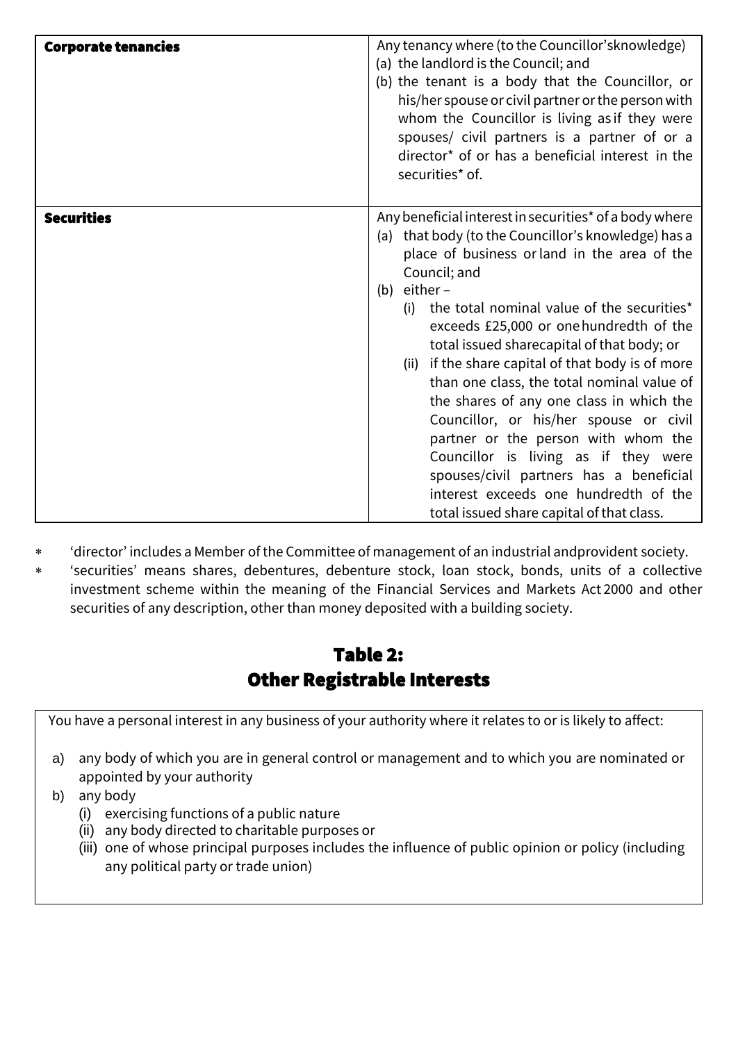| Corporate tenancies | Any tenancy where (to the Councillor'sknowledge)<br>(a) the landlord is the Council; and<br>(b) the tenant is a body that the Councillor, or his/her spouse or civil partner or the person with whom the Councillor is living as if they were spouses/ civil partners is a partner of or a director* of or has a beneficial interest in the securities* of. |
|---|---|
| **Securities** | Any beneficial interest in securities* of a body where<br>(a) that body (to the Councillor's knowledge) has a place of business or land in the area of the Council; and<br>(b) either –<br>(i) the total nominal value of the securities* exceeds £25,000 or one hundredth of the total issued sharecapital of that body; or<br>(ii) if the share capital of that body is of more than one class, the total nominal value of the shares of any one class in which the Councillor, or his/her spouse or civil partner or the person with whom the Councillor is living as if they were spouses/civil partners has a beneficial interest exceeds one hundredth of the total issued share capital of that class. |

- 'director' includes a Member of the Committee of management of an industrial andprovident society.
- 'securities' means shares, debentures, debenture stock, loan stock, bonds, units of a collective investment scheme within the meaning of the Financial Services and Markets Act 2000 and other securities of any description, other than money deposited with a building society.

## Table 2:
## Other Registrable Interests

You have a personal interest in any business of your authority where it relates to or is likely to affect:

a) any body of which you are in general control or management and to which you are nominated or appointed by your authority
b) any body
   (i) exercising functions of a public nature
   (ii) any body directed to charitable purposes or
   (iii) one of whose principal purposes includes the influence of public opinion or policy (including any political party or trade union)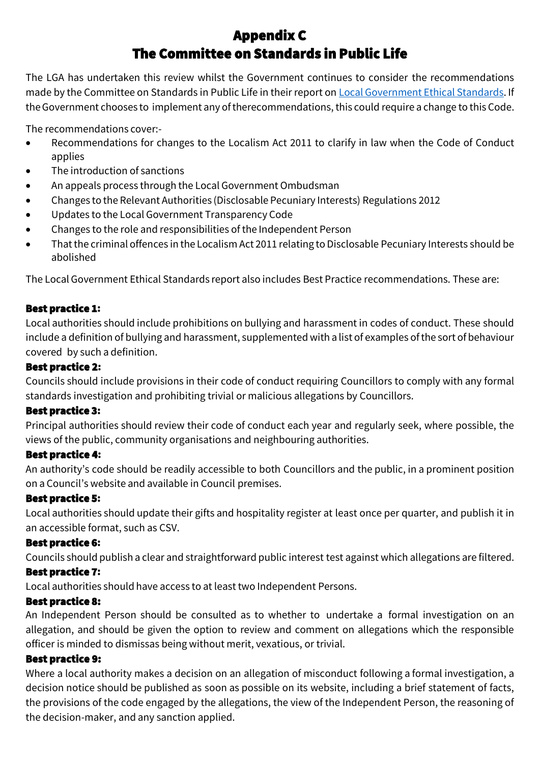# Appendix C
# The Committee on Standards in Public Life

The LGA has undertaken this review whilst the Government continues to consider the recommendations made by the Committee on Standards in Public Life in their report on Local Government Ethical Standards. If the Government chooses to implement any of therecommendations, this could require a change to this Code.

The recommendations cover:-

- Recommendations for changes to the Localism Act 2011 to clarify in law when the Code of Conduct applies
- The introduction of sanctions
- An appeals process through the Local Government Ombudsman
- Changes to the Relevant Authorities (Disclosable Pecuniary Interests) Regulations 2012
- Updates to the Local Government Transparency Code
- Changes to the role and responsibilities of the Independent Person
- That the criminal offences in the Localism Act 2011 relating to Disclosable Pecuniary Interests should be abolished

The Local Government Ethical Standards report also includes Best Practice recommendations. These are:

**Best practice 1:**
Local authorities should include prohibitions on bullying and harassment in codes of conduct. These should include a definition of bullying and harassment, supplemented with a list of examples of the sort of behaviour covered by such a definition.

**Best practice 2:**
Councils should include provisions in their code of conduct requiring Councillors to comply with any formal standards investigation and prohibiting trivial or malicious allegations by Councillors.

**Best practice 3:**
Principal authorities should review their code of conduct each year and regularly seek, where possible, the views of the public, community organisations and neighbouring authorities.

**Best practice 4:**
An authority's code should be readily accessible to both Councillors and the public, in a prominent position on a Council's website and available in Council premises.

**Best practice 5:**
Local authorities should update their gifts and hospitality register at least once per quarter, and publish it in an accessible format, such as CSV.

**Best practice 6:**
Councils should publish a clear and straightforward public interest test against which allegations are filtered.

**Best practice 7:**
Local authorities should have access to at least two Independent Persons.

**Best practice 8:**
An Independent Person should be consulted as to whether to undertake a formal investigation on an allegation, and should be given the option to review and comment on allegations which the responsible officer is minded to dismissas being without merit, vexatious, or trivial.

**Best practice 9:**
Where a local authority makes a decision on an allegation of misconduct following a formal investigation, a decision notice should be published as soon as possible on its website, including a brief statement of facts, the provisions of the code engaged by the allegations, the view of the Independent Person, the reasoning of the decision-maker, and any sanction applied.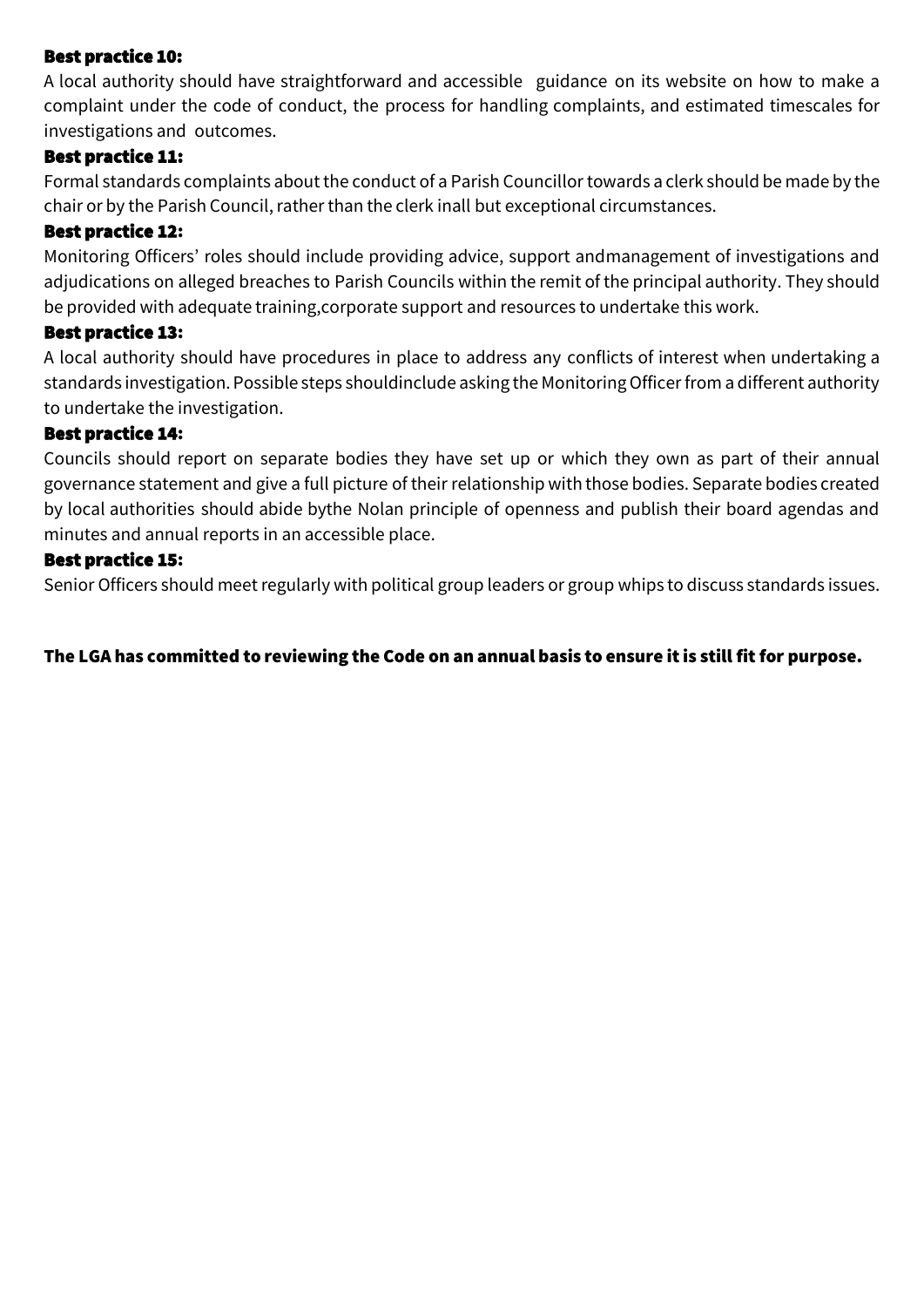**Best practice 10:**

A local authority should have straightforward and accessible guidance on its website on how to make a complaint under the code of conduct, the process for handling complaints, and estimated timescales for investigations and outcomes.

**Best practice 11:**

Formal standards complaints about the conduct of a Parish Councillor towards a clerk should be made by the chair or by the Parish Council, rather than the clerk inall but exceptional circumstances.

**Best practice 12:**

Monitoring Officers' roles should include providing advice, support andmanagement of investigations and adjudications on alleged breaches to Parish Councils within the remit of the principal authority. They should be provided with adequate training,corporate support and resources to undertake this work.

**Best practice 13:**

A local authority should have procedures in place to address any conflicts of interest when undertaking a standards investigation. Possible steps shouldinclude asking the Monitoring Officer from a different authority to undertake the investigation.

**Best practice 14:**

Councils should report on separate bodies they have set up or which they own as part of their annual governance statement and give a full picture of their relationship with those bodies. Separate bodies created by local authorities should abide bythe Nolan principle of openness and publish their board agendas and minutes and annual reports in an accessible place.

**Best practice 15:**

Senior Officers should meet regularly with political group leaders or group whips to discuss standards issues.

**The LGA has committed to reviewing the Code on an annual basis to ensure it is still fit for purpose.**